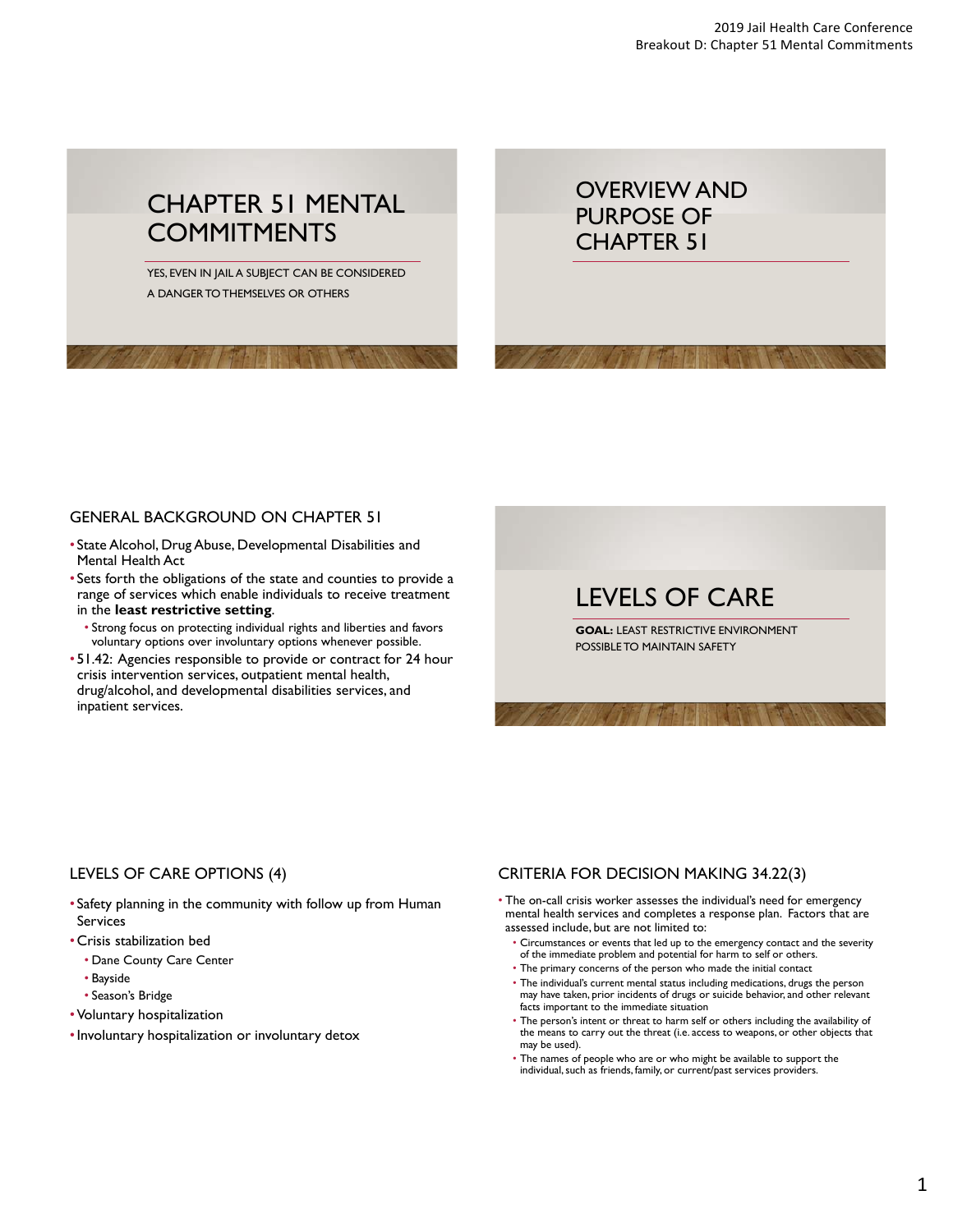# CHAPTER 51 MENTAL COMMITMENTS

YES, EVEN IN JAIL A SUBJECT CAN BE CONSIDERED A DANGER TO THEMSELVES OR OTHERS

# OVERVIEW AND PURPOSE OF CHAPTER 51

## GENERAL BACKGROUND ON CHAPTER 51

- State Alcohol, Drug Abuse, Developmental Disabilities and Mental Health Act
- Sets forth the obligations of the state and counties to provide a range of services which enable individuals to receive treatment in the **least restrictive setting**.
  - Strong focus on protecting individual rights and liberties and favors voluntary options over involuntary options whenever possible.
- 51.42: Agencies responsible to provide or contract for 24 hour crisis intervention services, outpatient mental health, drug/alcohol, and developmental disabilities services, and inpatient services.

# LEVELS OF CARE

**GOAL:** LEAST RESTRICTIVE ENVIRONMENT POSSIBLE TO MAINTAIN SAFETY

## LEVELS OF CARE OPTIONS (4)

- Safety planning in the community with follow up from Human Services
- Crisis stabilization bed
  - Dane County Care Center
  - Bayside
  - Season's Bridge
- Voluntary hospitalization
- Involuntary hospitalization or involuntary detox

## CRITERIA FOR DECISION MAKING 34.22(3)

- The on-call crisis worker assesses the individual's need for emergency mental health services and completes a response plan. Factors that are assessed include, but are not limited to:
  - Circumstances or events that led up to the emergency contact and the severity of the immediate problem and potential for harm to self or others.
  - The primary concerns of the person who made the initial contact
  - The individual's current mental status including medications, drugs the person may have taken, prior incidents of drugs or suicide behavior, and other relevant facts important to the immediate situation
  - The person's intent or threat to harm self or others including the availability of the means to carry out the threat (i.e. access to weapons, or other objects that may be used).
  - The names of people who are or who might be available to support the individual, such as friends, family, or current/past services providers.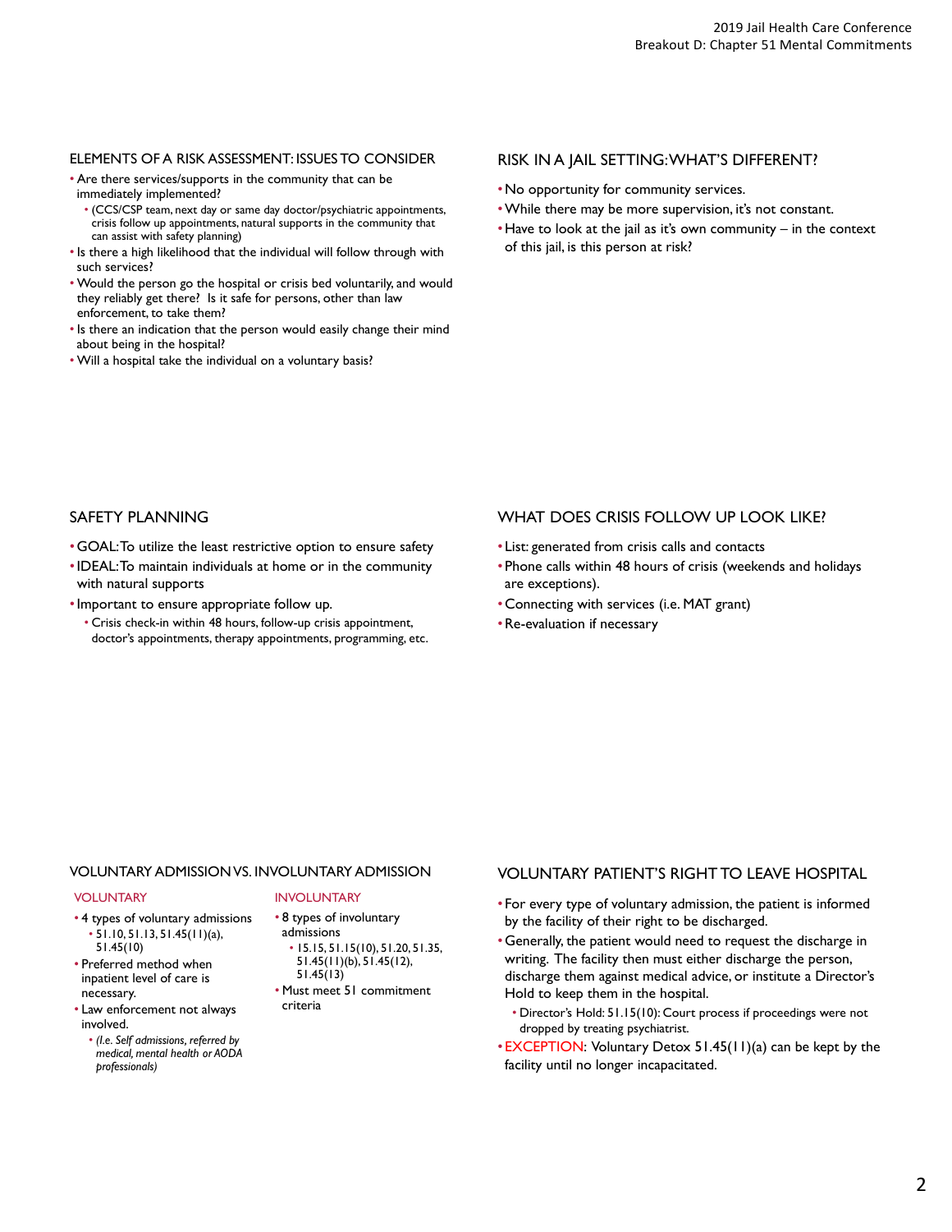## ELEMENTS OF A RISK ASSESSMENT: ISSUES TO CONSIDER

- Are there services/supports in the community that can be immediately implemented?
  - (CCS/CSP team, next day or same day doctor/psychiatric appointments, crisis follow up appointments, natural supports in the community that can assist with safety planning)
- Is there a high likelihood that the individual will follow through with such services?
- Would the person go the hospital or crisis bed voluntarily, and would they reliably get there? Is it safe for persons, other than law enforcement, to take them?
- Is there an indication that the person would easily change their mind about being in the hospital?
- Will a hospital take the individual on a voluntary basis?

## RISK IN A JAIL SETTING: WHAT'S DIFFERENT?

- No opportunity for community services.
- While there may be more supervision, it's not constant.
- Have to look at the jail as it's own community – in the context of this jail, is this person at risk?

## SAFETY PLANNING

- GOAL: To utilize the least restrictive option to ensure safety
- IDEAL: To maintain individuals at home or in the community with natural supports
- Important to ensure appropriate follow up.
  - Crisis check-in within 48 hours, follow-up crisis appointment, doctor's appointments, therapy appointments, programming, etc.

## WHAT DOES CRISIS FOLLOW UP LOOK LIKE?

- List: generated from crisis calls and contacts
- Phone calls within 48 hours of crisis (weekends and holidays are exceptions).
- Connecting with services (i.e. MAT grant)
- Re-evaluation if necessary

## VOLUNTARY ADMISSION VS. INVOLUNTARY ADMISSION

### VOLUNTARY

- 4 types of voluntary admissions
  - 51.10, 51.13, 51.45(11)(a), 51.45(10)
- Preferred method when inpatient level of care is necessary.
- Law enforcement not always involved.
  - *(I.e. Self admissions, referred by medical, mental health or AODA professionals)*

### INVOLUNTARY

- 8 types of involuntary admissions
  - 15.15, 51.15(10), 51.20, 51.35, 51.45(11)(b), 51.45(12), 51.45(13)
- Must meet 51 commitment criteria

## VOLUNTARY PATIENT'S RIGHT TO LEAVE HOSPITAL

- For every type of voluntary admission, the patient is informed by the facility of their right to be discharged.
- Generally, the patient would need to request the discharge in writing. The facility then must either discharge the person, discharge them against medical advice, or institute a Director's Hold to keep them in the hospital.
  - Director's Hold: 51.15(10): Court process if proceedings were not dropped by treating psychiatrist.
- EXCEPTION: Voluntary Detox 51.45(11)(a) can be kept by the facility until no longer incapacitated.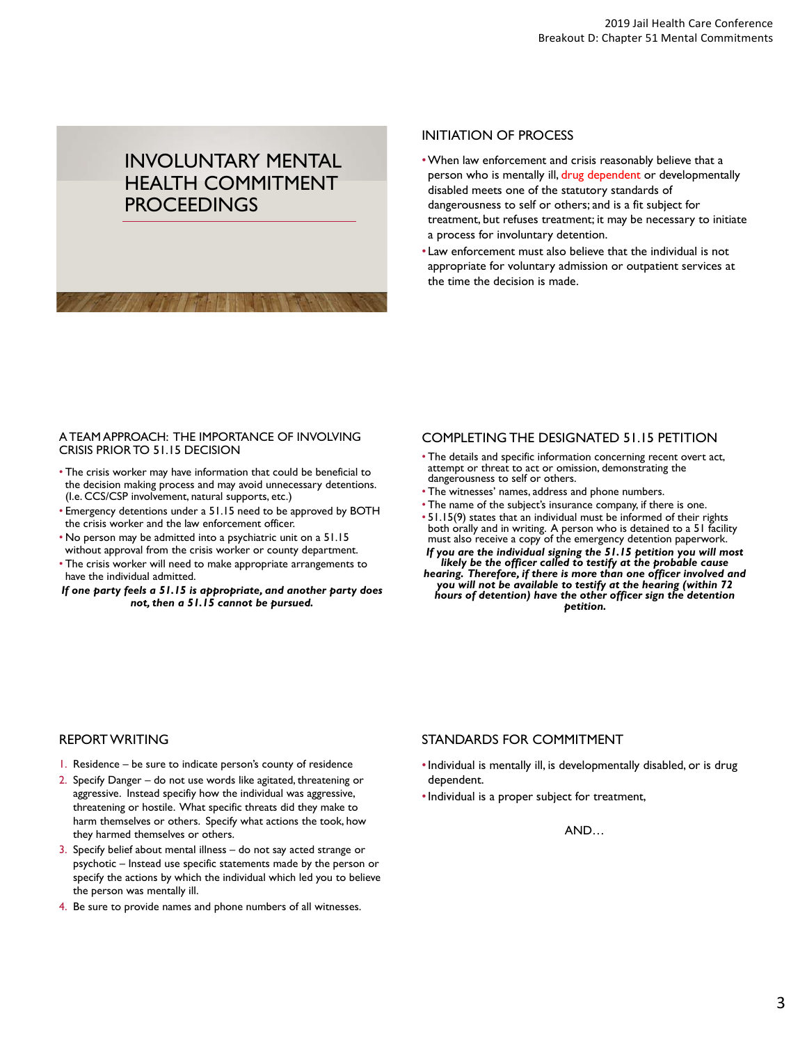# INVOLUNTARY MENTAL HEALTH COMMITMENT PROCEEDINGS

## INITIATION OF PROCESS

- When law enforcement and crisis reasonably believe that a person who is mentally ill, drug dependent or developmentally disabled meets one of the statutory standards of dangerousness to self or others; and is a fit subject for treatment, but refuses treatment; it may be necessary to initiate a process for involuntary detention.
- Law enforcement must also believe that the individual is not appropriate for voluntary admission or outpatient services at the time the decision is made.

## A TEAM APPROACH: THE IMPORTANCE OF INVOLVING CRISIS PRIOR TO 51.15 DECISION

- The crisis worker may have information that could be beneficial to the decision making process and may avoid unnecessary detentions. (I.e. CCS/CSP involvement, natural supports, etc.)
- Emergency detentions under a 51.15 need to be approved by BOTH the crisis worker and the law enforcement officer.
- No person may be admitted into a psychiatric unit on a 51.15 without approval from the crisis worker or county department.
- The crisis worker will need to make appropriate arrangements to have the individual admitted.

***If one party feels a 51.15 is appropriate, and another party does not, then a 51.15 cannot be pursued.***

## COMPLETING THE DESIGNATED 51.15 PETITION

- The details and specific information concerning recent overt act, attempt or threat to act or omission, demonstrating the dangerousness to self or others.
- The witnesses' names, address and phone numbers.
- The name of the subject's insurance company, if there is one.
- 51.15(9) states that an individual must be informed of their rights both orally and in writing. A person who is detained to a 51 facility must also receive a copy of the emergency detention paperwork.

***If you are the individual signing the 51.15 petition you will most likely be the officer called to testify at the probable cause hearing. Therefore, if there is more than one officer involved and you will not be available to testify at the hearing (within 72 hours of detention) have the other officer sign the detention petition.***

## REPORT WRITING

1. Residence – be sure to indicate person's county of residence
2. Specify Danger – do not use words like agitated, threatening or aggressive. Instead specifiy how the individual was aggressive, threatening or hostile. What specific threats did they make to harm themselves or others. Specify what actions the took, how they harmed themselves or others.
3. Specify belief about mental illness – do not say acted strange or psychotic – Instead use specific statements made by the person or specify the actions by which the individual which led you to believe the person was mentally ill.
4. Be sure to provide names and phone numbers of all witnesses.

## STANDARDS FOR COMMITMENT

- Individual is mentally ill, is developmentally disabled, or is drug dependent.
- Individual is a proper subject for treatment,

AND…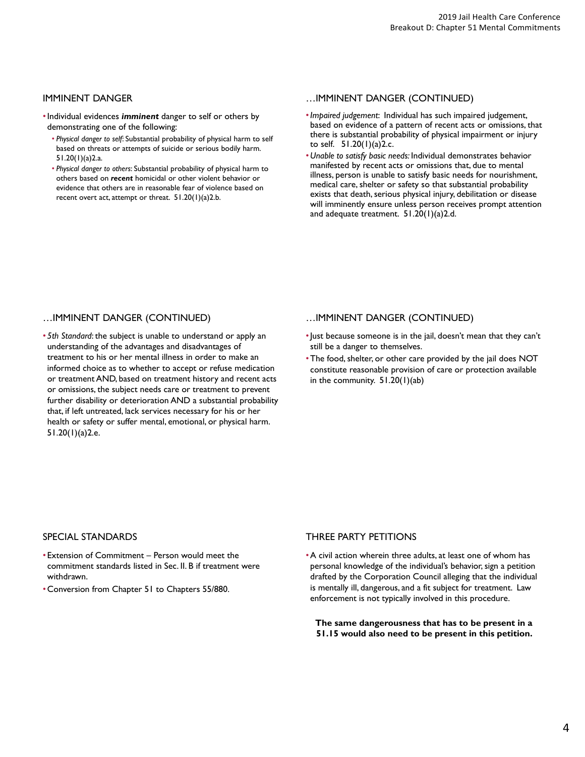## IMMINENT DANGER

- Individual evidences ***imminent*** danger to self or others by demonstrating one of the following:
  - *Physical danger to self*: Substantial probability of physical harm to self based on threats or attempts of suicide or serious bodily harm. 51.20(1)(a)2.a.
  - *Physical danger to others*: Substantial probability of physical harm to others based on ***recent*** homicidal or other violent behavior or evidence that others are in reasonable fear of violence based on recent overt act, attempt or threat. 51.20(1)(a)2.b.

## …IMMINENT DANGER (CONTINUED)

- *Impaired judgement*: Individual has such impaired judgement, based on evidence of a pattern of recent acts or omissions, that there is substantial probability of physical impairment or injury to self. 51.20(1)(a)2.c.
- *Unable to satisfy basic needs:* Individual demonstrates behavior manifested by recent acts or omissions that, due to mental illness, person is unable to satisfy basic needs for nourishment, medical care, shelter or safety so that substantial probability exists that death, serious physical injury, debilitation or disease will imminently ensure unless person receives prompt attention and adequate treatment. 51.20(1)(a)2.d.

## …IMMINENT DANGER (CONTINUED)

- *5th Standard*: the subject is unable to understand or apply an understanding of the advantages and disadvantages of treatment to his or her mental illness in order to make an informed choice as to whether to accept or refuse medication or treatment AND, based on treatment history and recent acts or omissions, the subject needs care or treatment to prevent further disability or deterioration AND a substantial probability that, if left untreated, lack services necessary for his or her health or safety or suffer mental, emotional, or physical harm. 51.20(1)(a)2.e.

## …IMMINENT DANGER (CONTINUED)

- Just because someone is in the jail, doesn't mean that they can't still be a danger to themselves.
- The food, shelter, or other care provided by the jail does NOT constitute reasonable provision of care or protection available in the community. 51.20(1)(ab)

## SPECIAL STANDARDS

- Extension of Commitment – Person would meet the commitment standards listed in Sec. II. B if treatment were withdrawn.
- Conversion from Chapter 51 to Chapters 55/880.

## THREE PARTY PETITIONS

- A civil action wherein three adults, at least one of whom has personal knowledge of the individual's behavior, sign a petition drafted by the Corporation Council alleging that the individual is mentally ill, dangerous, and a fit subject for treatment. Law enforcement is not typically involved in this procedure.

**The same dangerousness that has to be present in a 51.15 would also need to be present in this petition.**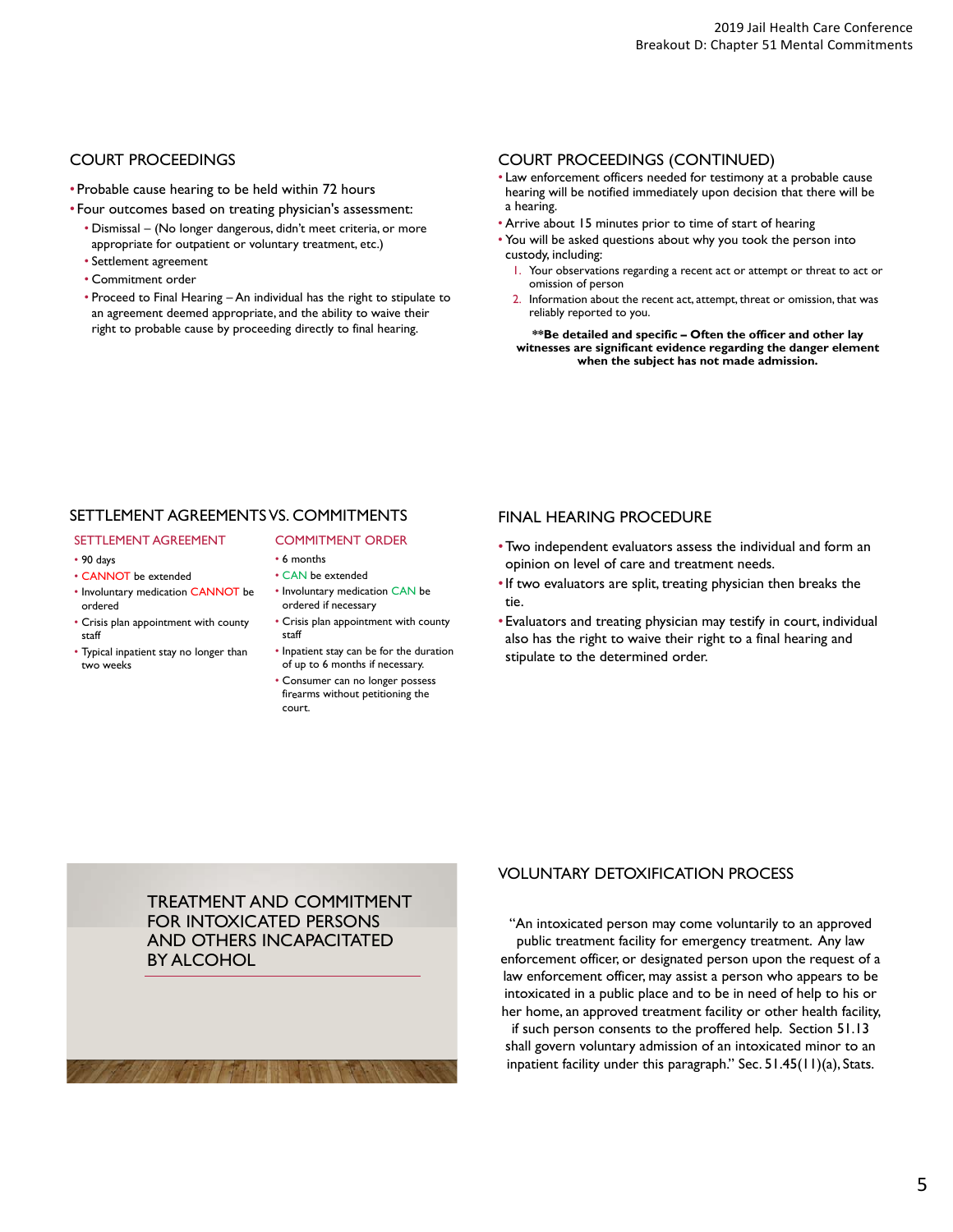## COURT PROCEEDINGS

- Probable cause hearing to be held within 72 hours
- Four outcomes based on treating physician's assessment:
  - Dismissal – (No longer dangerous, didn't meet criteria, or more appropriate for outpatient or voluntary treatment, etc.)
  - Settlement agreement
  - Commitment order
  - Proceed to Final Hearing – An individual has the right to stipulate to an agreement deemed appropriate, and the ability to waive their right to probable cause by proceeding directly to final hearing.

## COURT PROCEEDINGS (CONTINUED)

- Law enforcement officers needed for testimony at a probable cause hearing will be notified immediately upon decision that there will be a hearing.
- Arrive about 15 minutes prior to time of start of hearing
- You will be asked questions about why you took the person into custody, including:
  1. Your observations regarding a recent act or attempt or threat to act or omission of person
  2. Information about the recent act, attempt, threat or omission, that was reliably reported to you.

**\*\*Be detailed and specific – Often the officer and other lay witnesses are significant evidence regarding the danger element when the subject has not made admission.**

## SETTLEMENT AGREEMENTS VS. COMMITMENTS

| SETTLEMENT AGREEMENT | COMMITMENT ORDER |
|---|---|
| 90 days | 6 months |
| CANNOT be extended | CAN be extended |
| Involuntary medication CANNOT be ordered | Involuntary medication CAN be ordered if necessary |
| Crisis plan appointment with county staff | Crisis plan appointment with county staff |
| Typical inpatient stay no longer than two weeks | Inpatient stay can be for the duration of up to 6 months if necessary. |
| | Consumer can no longer possess firearms without petitioning the court. |

## FINAL HEARING PROCEDURE

- Two independent evaluators assess the individual and form an opinion on level of care and treatment needs.
- If two evaluators are split, treating physician then breaks the tie.
- Evaluators and treating physician may testify in court, individual also has the right to waive their right to a final hearing and stipulate to the determined order.

## TREATMENT AND COMMITMENT FOR INTOXICATED PERSONS AND OTHERS INCAPACITATED BY ALCOHOL

## VOLUNTARY DETOXIFICATION PROCESS

"An intoxicated person may come voluntarily to an approved public treatment facility for emergency treatment. Any law enforcement officer, or designated person upon the request of a law enforcement officer, may assist a person who appears to be intoxicated in a public place and to be in need of help to his or her home, an approved treatment facility or other health facility, if such person consents to the proffered help. Section 51.13 shall govern voluntary admission of an intoxicated minor to an inpatient facility under this paragraph." Sec. 51.45(11)(a), Stats.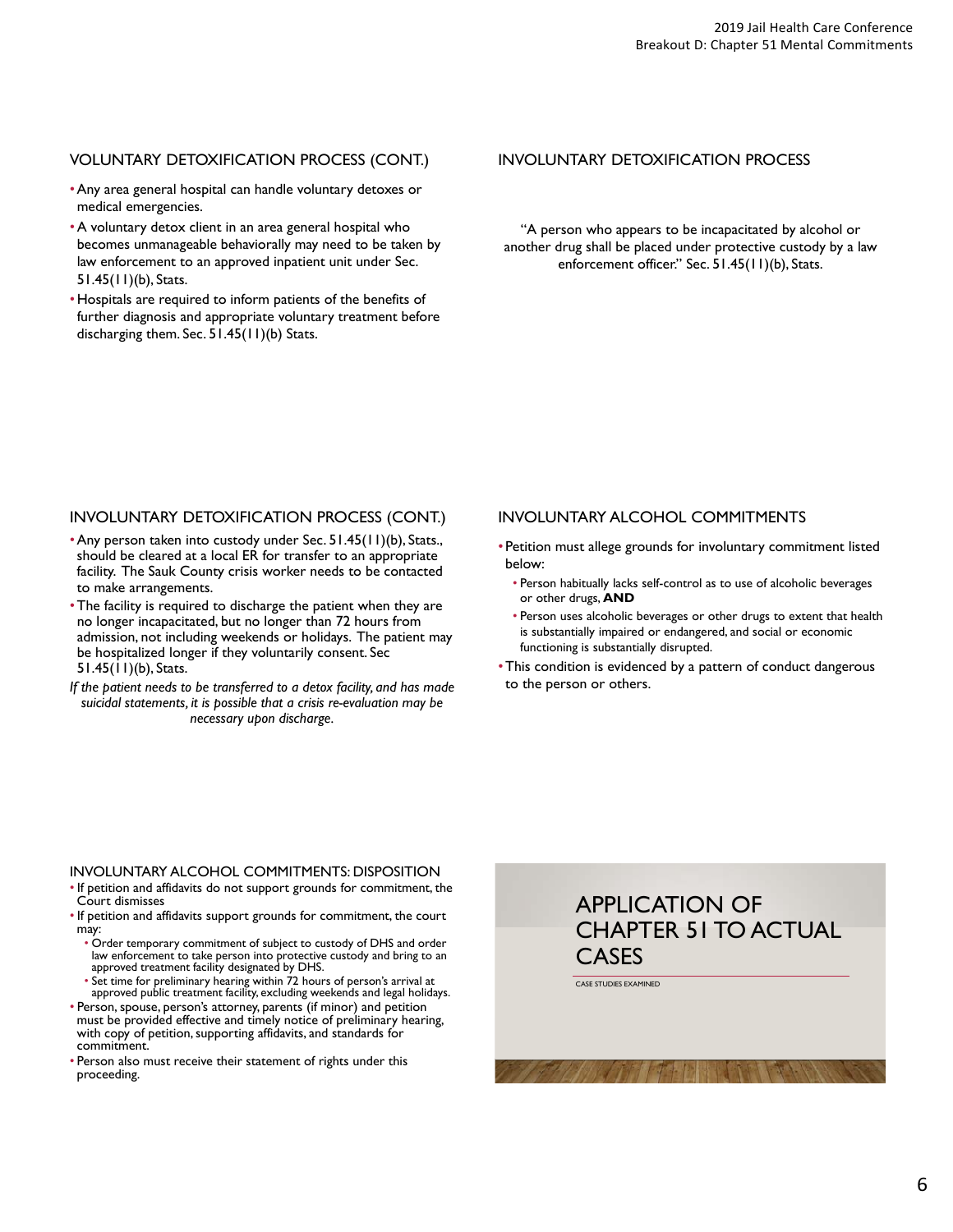## VOLUNTARY DETOXIFICATION PROCESS (CONT.)

- Any area general hospital can handle voluntary detoxes or medical emergencies.
- A voluntary detox client in an area general hospital who becomes unmanageable behaviorally may need to be taken by law enforcement to an approved inpatient unit under Sec. 51.45(11)(b), Stats.
- Hospitals are required to inform patients of the benefits of further diagnosis and appropriate voluntary treatment before discharging them. Sec. 51.45(11)(b) Stats.

## INVOLUNTARY DETOXIFICATION PROCESS

"A person who appears to be incapacitated by alcohol or another drug shall be placed under protective custody by a law enforcement officer." Sec. 51.45(11)(b), Stats.

## INVOLUNTARY DETOXIFICATION PROCESS (CONT.)

- Any person taken into custody under Sec. 51.45(11)(b), Stats., should be cleared at a local ER for transfer to an appropriate facility. The Sauk County crisis worker needs to be contacted to make arrangements.
- The facility is required to discharge the patient when they are no longer incapacitated, but no longer than 72 hours from admission, not including weekends or holidays. The patient may be hospitalized longer if they voluntarily consent. Sec 51.45(11)(b), Stats.

*If the patient needs to be transferred to a detox facility, and has made suicidal statements, it is possible that a crisis re-evaluation may be necessary upon discharge.*

## INVOLUNTARY ALCOHOL COMMITMENTS

- Petition must allege grounds for involuntary commitment listed below:
  - Person habitually lacks self-control as to use of alcoholic beverages or other drugs, **AND**
  - Person uses alcoholic beverages or other drugs to extent that health is substantially impaired or endangered, and social or economic functioning is substantially disrupted.
- This condition is evidenced by a pattern of conduct dangerous to the person or others.

## INVOLUNTARY ALCOHOL COMMITMENTS: DISPOSITION

- If petition and affidavits do not support grounds for commitment, the Court dismisses
- If petition and affidavits support grounds for commitment, the court may:
  - Order temporary commitment of subject to custody of DHS and order law enforcement to take person into protective custody and bring to an approved treatment facility designated by DHS.
  - Set time for preliminary hearing within 72 hours of person's arrival at approved public treatment facility, excluding weekends and legal holidays.
- Person, spouse, person's attorney, parents (if minor) and petition must be provided effective and timely notice of preliminary hearing, with copy of petition, supporting affidavits, and standards for commitment.
- Person also must receive their statement of rights under this proceeding.

## APPLICATION OF CHAPTER 51 TO ACTUAL CASES

CASE STUDIES EXAMINED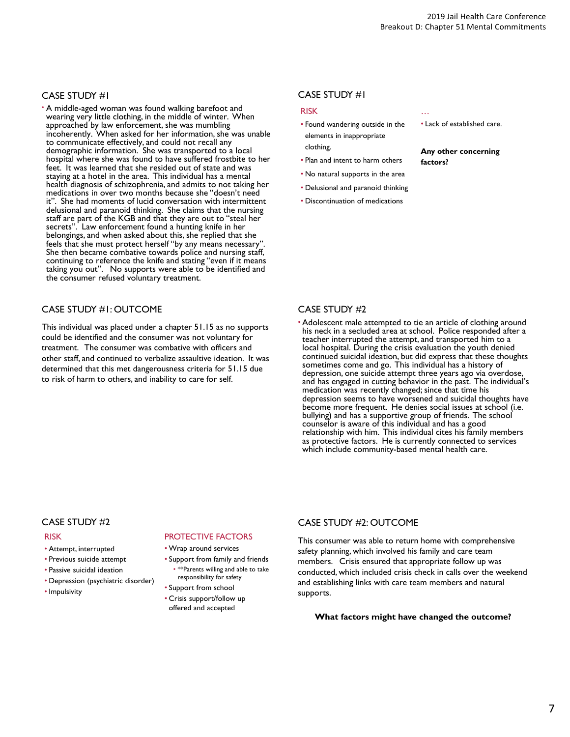## CASE STUDY #1

- A middle-aged woman was found walking barefoot and wearing very little clothing, in the middle of winter. When approached by law enforcement, she was mumbling incoherently. When asked for her information, she was unable to communicate effectively, and could not recall any demographic information. She was transported to a local hospital where she was found to have suffered frostbite to her feet. It was learned that she resided out of state and was staying at a hotel in the area. This individual has a mental health diagnosis of schizophrenia, and admits to not taking her medications in over two months because she "doesn't need it". She had moments of lucid conversation with intermittent delusional and paranoid thinking. She claims that the nursing staff are part of the KGB and that they are out to "steal her secrets". Law enforcement found a hunting knife in her belongings, and when asked about this, she replied that she feels that she must protect herself "by any means necessary". She then became combative towards police and nursing staff, continuing to reference the knife and stating "even if it means taking you out". No supports were able to be identified and the consumer refused voluntary treatment.

## CASE STUDY #1

### RISK

- Found wandering outside in the elements in inappropriate clothing.
- Plan and intent to harm others
- No natural supports in the area
- Delusional and paranoid thinking
- Discontinuation of medications

### …

- Lack of established care.

**Any other concerning factors?**

## CASE STUDY #1: OUTCOME

This individual was placed under a chapter 51.15 as no supports could be identified and the consumer was not voluntary for treatment. The consumer was combative with officers and other staff, and continued to verbalize assaultive ideation. It was determined that this met dangerousness criteria for 51.15 due to risk of harm to others, and inability to care for self.

## CASE STUDY #2

- Adolescent male attempted to tie an article of clothing around his neck in a secluded area at school. Police responded after a teacher interrupted the attempt, and transported him to a local hospital. During the crisis evaluation the youth denied continued suicidal ideation, but did express that these thoughts sometimes come and go. This individual has a history of depression, one suicide attempt three years ago via overdose, and has engaged in cutting behavior in the past. The individual's medication was recently changed; since that time his depression seems to have worsened and suicidal thoughts have become more frequent. He denies social issues at school (i.e. bullying) and has a supportive group of friends. The school counselor is aware of this individual and has a good relationship with him. This individual cites his family members as protective factors. He is currently connected to services which include community-based mental health care.

## CASE STUDY #2

### RISK

- Attempt, interrupted
- Previous suicide attempt
- Passive suicidal ideation
- Depression (psychiatric disorder)
- Impulsivity

### PROTECTIVE FACTORS

- Wrap around services
- Support from family and friends
  - **Parents willing and able to take responsibility for safety
- Support from school
- Crisis support/follow up offered and accepted

## CASE STUDY #2: OUTCOME

This consumer was able to return home with comprehensive safety planning, which involved his family and care team members. Crisis ensured that appropriate follow up was conducted, which included crisis check in calls over the weekend and establishing links with care team members and natural supports.

**What factors might have changed the outcome?**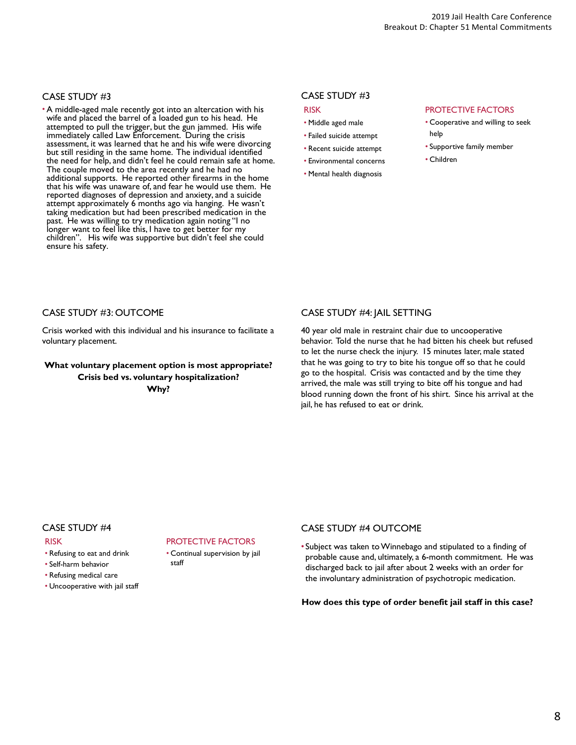## CASE STUDY #3

- A middle-aged male recently got into an altercation with his wife and placed the barrel of a loaded gun to his head. He attempted to pull the trigger, but the gun jammed. His wife immediately called Law Enforcement. During the crisis assessment, it was learned that he and his wife were divorcing but still residing in the same home. The individual identified the need for help, and didn't feel he could remain safe at home. The couple moved to the area recently and he had no additional supports. He reported other firearms in the home that his wife was unaware of, and fear he would use them. He reported diagnoses of depression and anxiety, and a suicide attempt approximately 6 months ago via hanging. He wasn't taking medication but had been prescribed medication in the past. He was willing to try medication again noting "I no longer want to feel like this, I have to get better for my children". His wife was supportive but didn't feel she could ensure his safety.

## CASE STUDY #3

### RISK

- Middle aged male
- Failed suicide attempt
- Recent suicide attempt
- Environmental concerns
- Mental health diagnosis

### PROTECTIVE FACTORS

- Cooperative and willing to seek help
- Supportive family member
- Children

## CASE STUDY #3: OUTCOME

Crisis worked with this individual and his insurance to facilitate a voluntary placement.

**What voluntary placement option is most appropriate? Crisis bed vs. voluntary hospitalization? Why?**

## CASE STUDY #4: JAIL SETTING

40 year old male in restraint chair due to uncooperative behavior. Told the nurse that he had bitten his cheek but refused to let the nurse check the injury. 15 minutes later, male stated that he was going to try to bite his tongue off so that he could go to the hospital. Crisis was contacted and by the time they arrived, the male was still trying to bite off his tongue and had blood running down the front of his shirt. Since his arrival at the jail, he has refused to eat or drink.

## CASE STUDY #4

### RISK

- Refusing to eat and drink
- Self-harm behavior
- Refusing medical care
- Uncooperative with jail staff

### PROTECTIVE FACTORS

- Continual supervision by jail staff

## CASE STUDY #4 OUTCOME

- Subject was taken to Winnebago and stipulated to a finding of probable cause and, ultimately, a 6-month commitment. He was discharged back to jail after about 2 weeks with an order for the involuntary administration of psychotropic medication.

**How does this type of order benefit jail staff in this case?**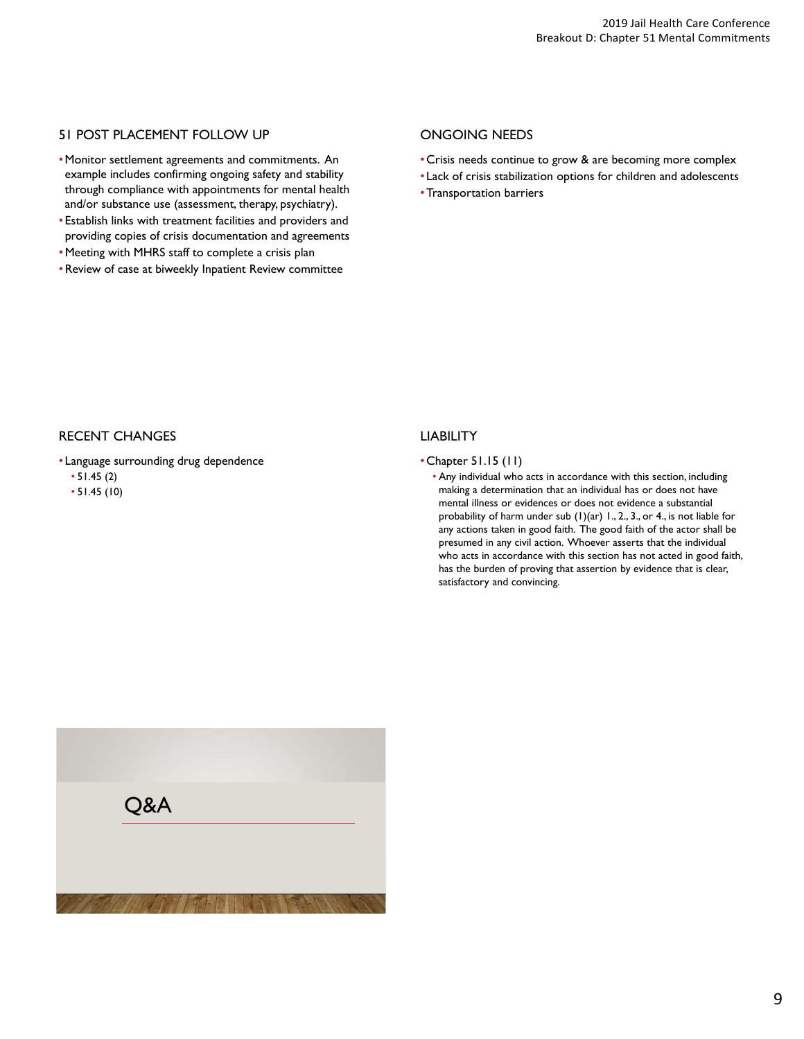## 51 POST PLACEMENT FOLLOW UP

- Monitor settlement agreements and commitments. An example includes confirming ongoing safety and stability through compliance with appointments for mental health and/or substance use (assessment, therapy, psychiatry).
- Establish links with treatment facilities and providers and providing copies of crisis documentation and agreements
- Meeting with MHRS staff to complete a crisis plan
- Review of case at biweekly Inpatient Review committee

## ONGOING NEEDS

- Crisis needs continue to grow & are becoming more complex
- Lack of crisis stabilization options for children and adolescents
- Transportation barriers

## RECENT CHANGES

- Language surrounding drug dependence
  - 51.45 (2)
  - 51.45 (10)

## LIABILITY

- Chapter 51.15 (11)
  - Any individual who acts in accordance with this section, including making a determination that an individual has or does not have mental illness or evidences or does not evidence a substantial probability of harm under sub (1)(ar) 1., 2., 3., or 4., is not liable for any actions taken in good faith. The good faith of the actor shall be presumed in any civil action. Whoever asserts that the individual who acts in accordance with this section has not acted in good faith, has the burden of proving that assertion by evidence that is clear, satisfactory and convincing.

## Q&A